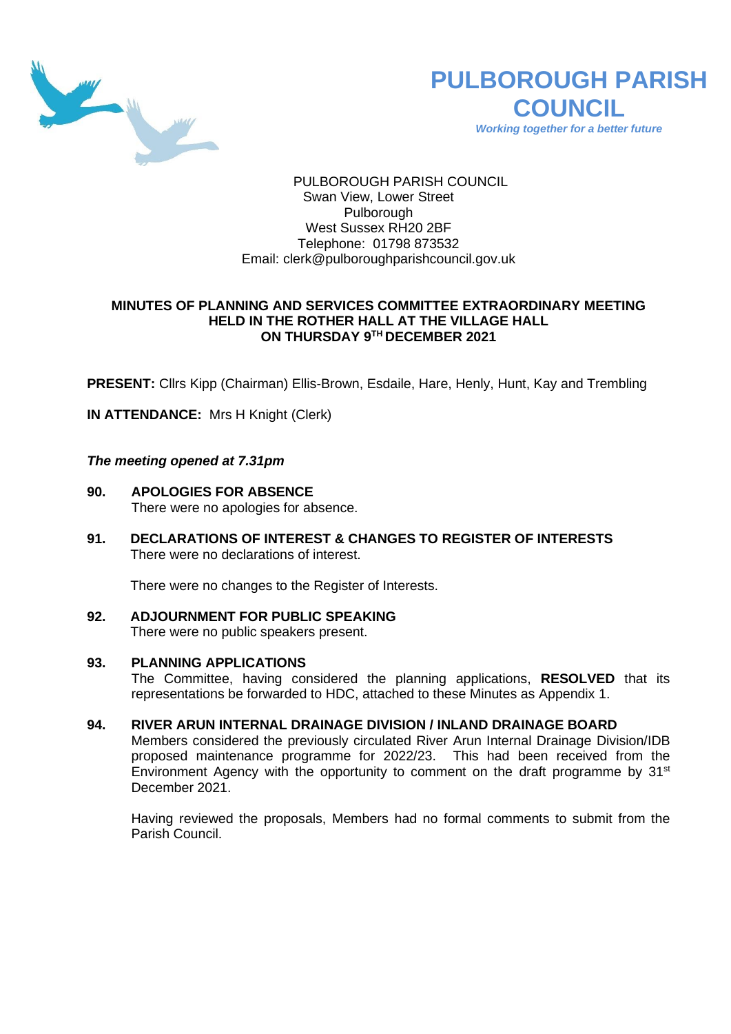# PULBOROUGH PARISH COUNCIL

*Working together for a better future*

PULBOROUGH PARISH COUNCIL
Swan View, Lower Street
Pulborough
West Sussex RH20 2BF
Telephone: 01798 873532
Email: clerk@pulboroughparishcouncil.gov.uk

## MINUTES OF PLANNING AND SERVICES COMMITTEE EXTRAORDINARY MEETING HELD IN THE ROTHER HALL AT THE VILLAGE HALL ON THURSDAY 9TH DECEMBER 2021

**PRESENT:** Cllrs Kipp (Chairman) Ellis-Brown, Esdaile, Hare, Henly, Hunt, Kay and Trembling

**IN ATTENDANCE:** Mrs H Knight (Clerk)

***The meeting opened at 7.31pm***

**90. APOLOGIES FOR ABSENCE**

There were no apologies for absence.

**91. DECLARATIONS OF INTEREST & CHANGES TO REGISTER OF INTERESTS**

There were no declarations of interest.

There were no changes to the Register of Interests.

**92. ADJOURNMENT FOR PUBLIC SPEAKING**

There were no public speakers present.

**93. PLANNING APPLICATIONS**

The Committee, having considered the planning applications, **RESOLVED** that its representations be forwarded to HDC, attached to these Minutes as Appendix 1.

**94. RIVER ARUN INTERNAL DRAINAGE DIVISION / INLAND DRAINAGE BOARD**

Members considered the previously circulated River Arun Internal Drainage Division/IDB proposed maintenance programme for 2022/23. This had been received from the Environment Agency with the opportunity to comment on the draft programme by 31st December 2021.

Having reviewed the proposals, Members had no formal comments to submit from the Parish Council.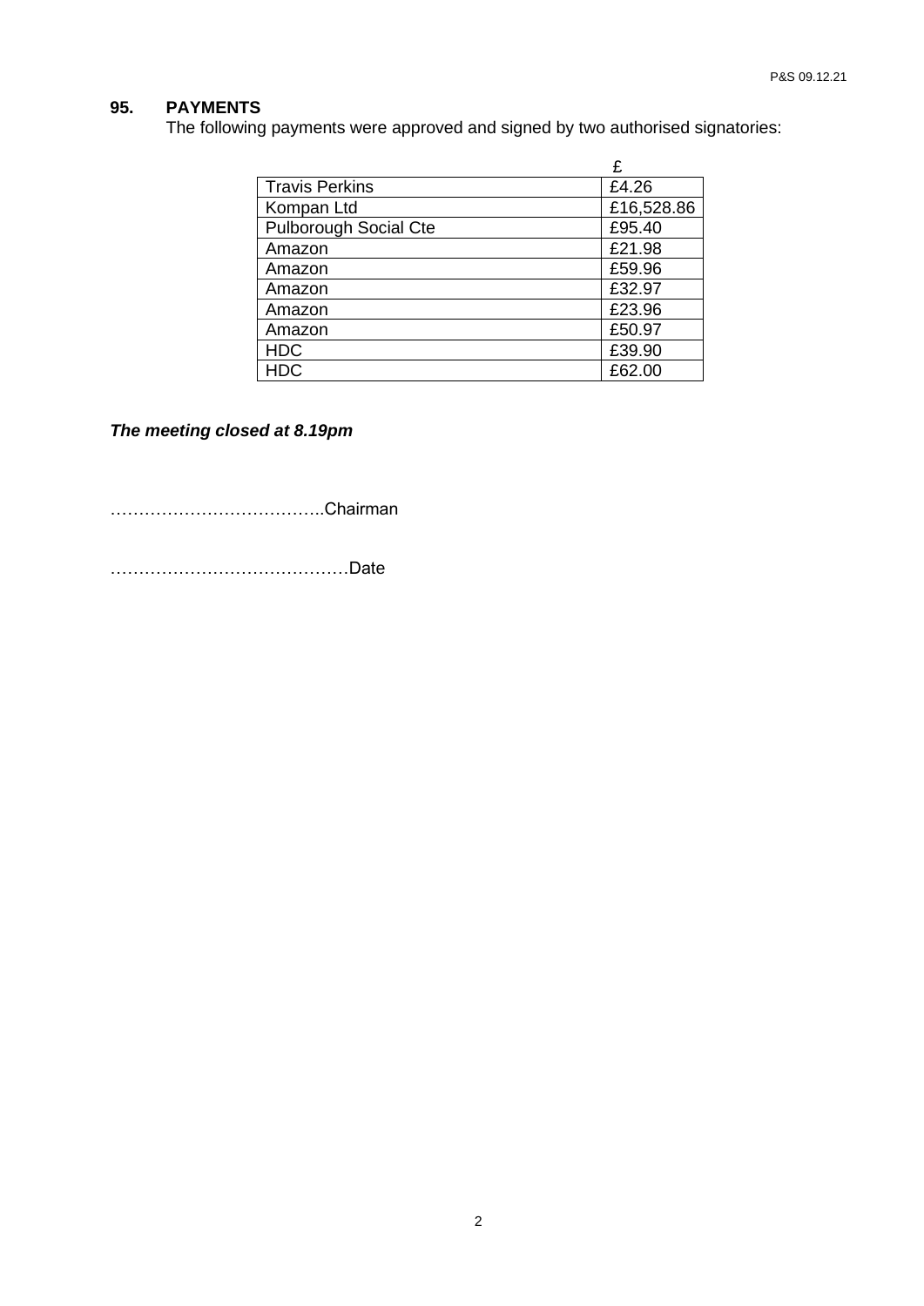## 95. PAYMENTS

The following payments were approved and signed by two authorised signatories:

| | £ |
|---|---|
| Travis Perkins | £4.26 |
| Kompan Ltd | £16,528.86 |
| Pulborough Social Cte | £95.40 |
| Amazon | £21.98 |
| Amazon | £59.96 |
| Amazon | £32.97 |
| Amazon | £23.96 |
| Amazon | £50.97 |
| HDC | £39.90 |
| HDC | £62.00 |

***The meeting closed at 8.19pm***

………………………………..Chairman

……………………………………Date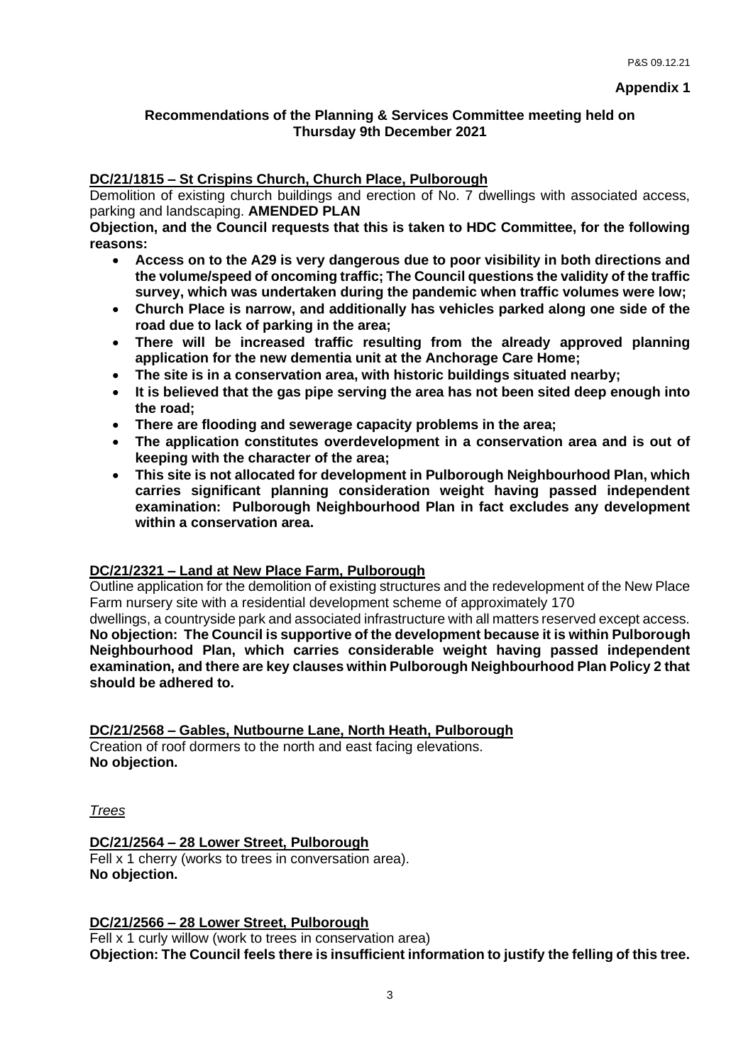**Appendix 1**

**Recommendations of the Planning & Services Committee meeting held on Thursday 9th December 2021**

**DC/21/1815 – St Crispins Church, Church Place, Pulborough**

Demolition of existing church buildings and erection of No. 7 dwellings with associated access, parking and landscaping. **AMENDED PLAN**

**Objection, and the Council requests that this is taken to HDC Committee, for the following reasons:**

- **Access on to the A29 is very dangerous due to poor visibility in both directions and the volume/speed of oncoming traffic; The Council questions the validity of the traffic survey, which was undertaken during the pandemic when traffic volumes were low;**
- **Church Place is narrow, and additionally has vehicles parked along one side of the road due to lack of parking in the area;**
- **There will be increased traffic resulting from the already approved planning application for the new dementia unit at the Anchorage Care Home;**
- **The site is in a conservation area, with historic buildings situated nearby;**
- **It is believed that the gas pipe serving the area has not been sited deep enough into the road;**
- **There are flooding and sewerage capacity problems in the area;**
- **The application constitutes overdevelopment in a conservation area and is out of keeping with the character of the area;**
- **This site is not allocated for development in Pulborough Neighbourhood Plan, which carries significant planning consideration weight having passed independent examination: Pulborough Neighbourhood Plan in fact excludes any development within a conservation area.**

**DC/21/2321 – Land at New Place Farm, Pulborough**

Outline application for the demolition of existing structures and the redevelopment of the New Place Farm nursery site with a residential development scheme of approximately 170 dwellings, a countryside park and associated infrastructure with all matters reserved except access.
**No objection: The Council is supportive of the development because it is within Pulborough Neighbourhood Plan, which carries considerable weight having passed independent examination, and there are key clauses within Pulborough Neighbourhood Plan Policy 2 that should be adhered to.**

**DC/21/2568 – Gables, Nutbourne Lane, North Heath, Pulborough**

Creation of roof dormers to the north and east facing elevations.
**No objection.**

*Trees*

**DC/21/2564 – 28 Lower Street, Pulborough**

Fell x 1 cherry (works to trees in conversation area).
**No objection.**

**DC/21/2566 – 28 Lower Street, Pulborough**

Fell x 1 curly willow (work to trees in conservation area)
**Objection: The Council feels there is insufficient information to justify the felling of this tree.**